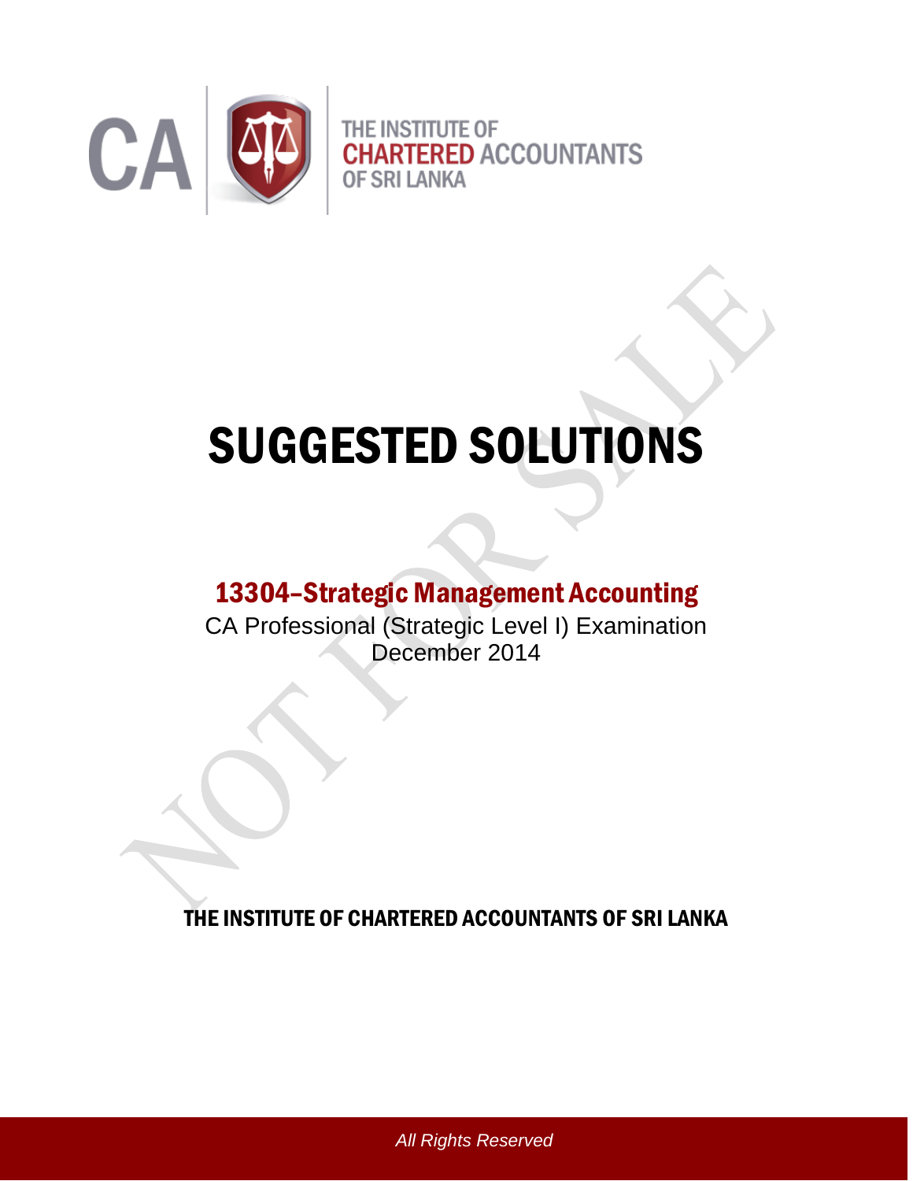CA | THE INSTITUTE OF CHARTERED ACCOUNTANTS OF SRI LANKA

# SUGGESTED SOLUTIONS

## 13304–Strategic Management Accounting

CA Professional (Strategic Level I) Examination
December 2014

THE INSTITUTE OF CHARTERED ACCOUNTANTS OF SRI LANKA

*All Rights Reserved*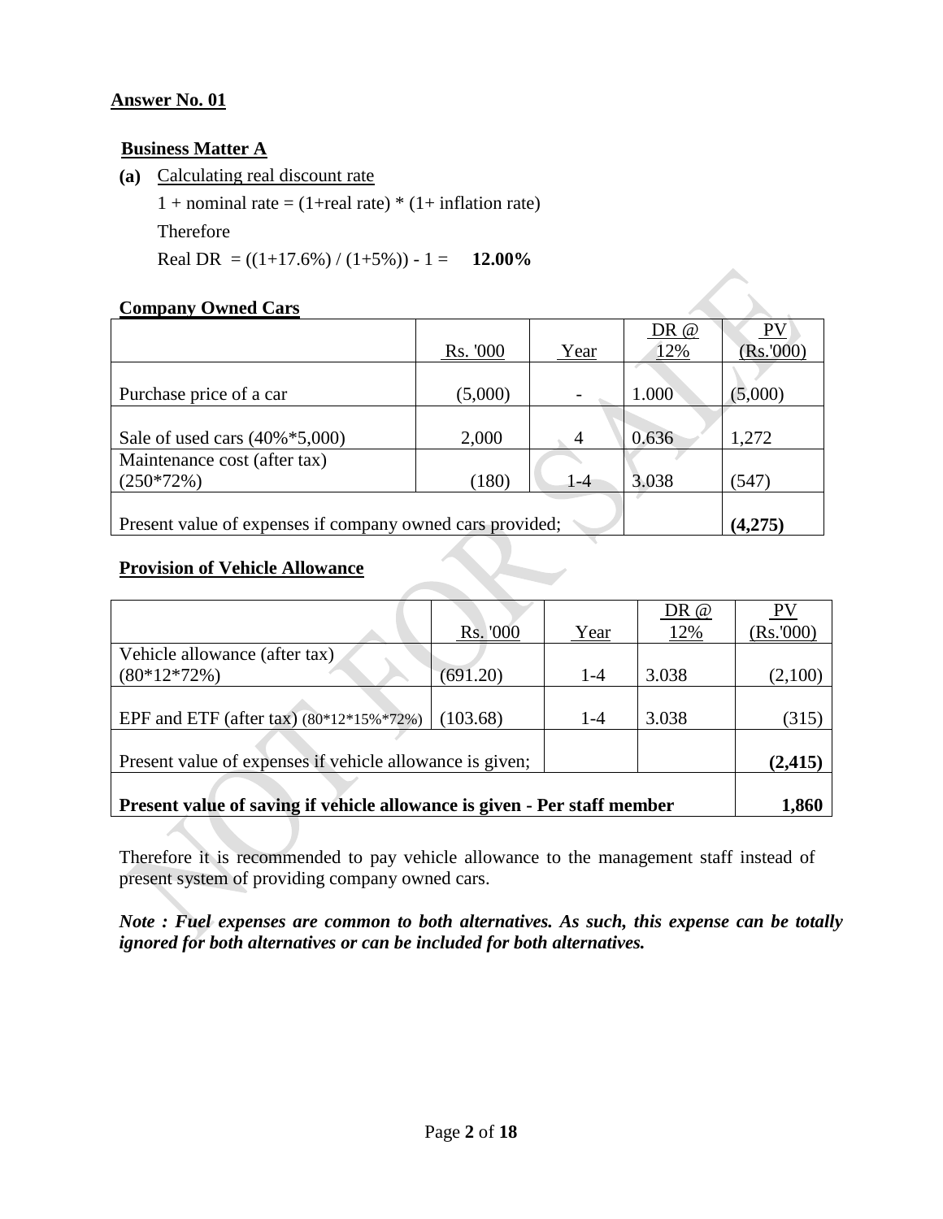**Answer No. 01**

**Business Matter A**

**(a)** Calculating real discount rate

1 + nominal rate = (1+real rate) * (1+ inflation rate)

Therefore

Real DR = ((1+17.6%) / (1+5%)) - 1 = **12.00%**

**Company Owned Cars**

| | Rs. '000 | Year | DR @ 12% | PV (Rs.'000) |
|---|---|---|---|---|
| Purchase price of a car | (5,000) | - | 1.000 | (5,000) |
| Sale of used cars (40%*5,000) | 2,000 | 4 | 0.636 | 1,272 |
| Maintenance cost (after tax) (250*72%) | (180) | 1-4 | 3.038 | (547) |
| Present value of expenses if company owned cars provided; | | | | **(4,275)** |

**Provision of Vehicle Allowance**

| | Rs. '000 | Year | DR @ 12% | PV (Rs.'000) |
|---|---|---|---|---|
| Vehicle allowance (after tax) (80*12*72%) | (691.20) | 1-4 | 3.038 | (2,100) |
| EPF and ETF (after tax) (80*12*15%*72%) | (103.68) | 1-4 | 3.038 | (315) |
| Present value of expenses if vehicle allowance is given; | | | | **(2,415)** |
| **Present value of saving if vehicle allowance is given - Per staff member** | | | | **1,860** |

Therefore it is recommended to pay vehicle allowance to the management staff instead of present system of providing company owned cars.

***Note : Fuel expenses are common to both alternatives. As such, this expense can be totally ignored for both alternatives or can be included for both alternatives.***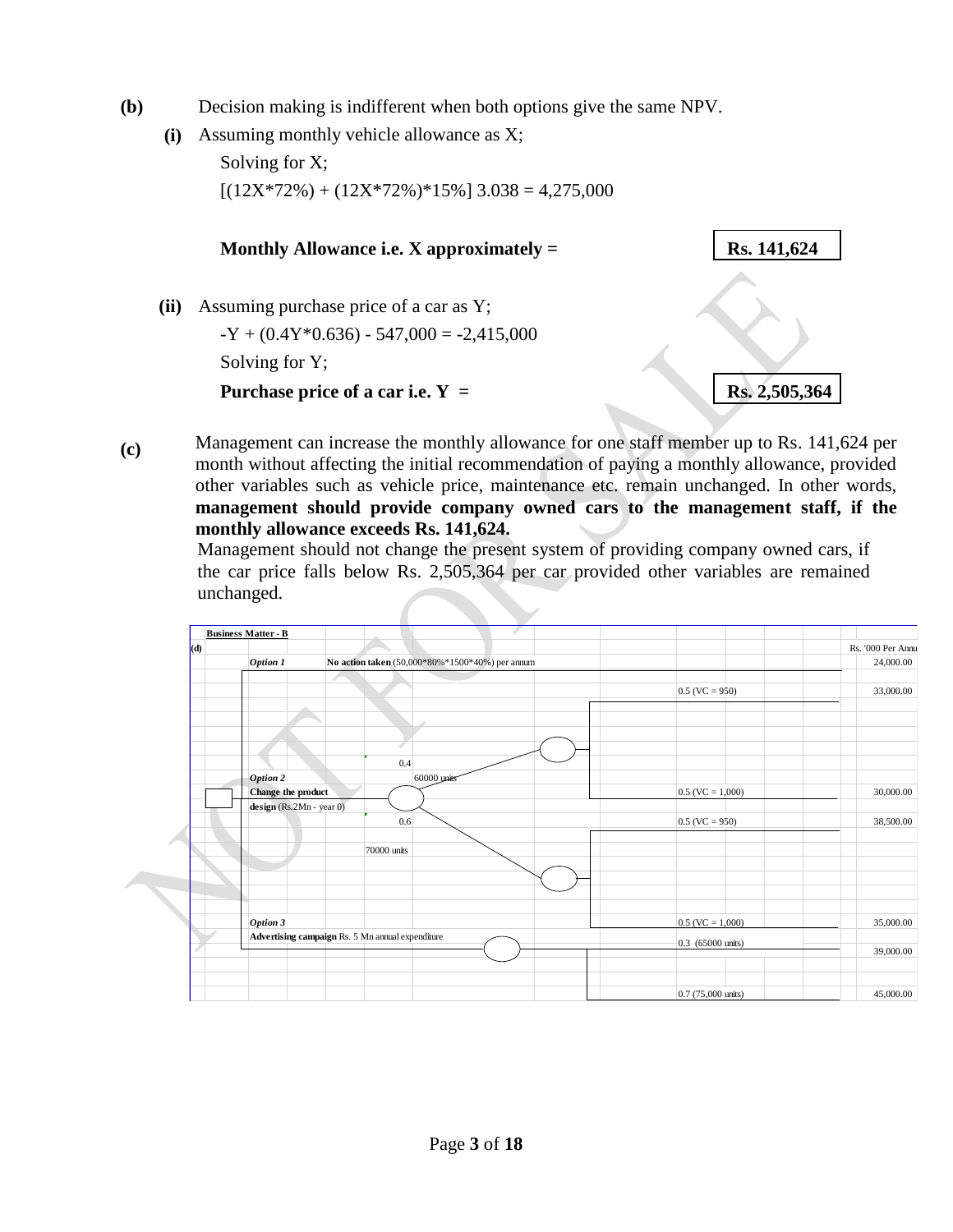**(b)** Decision making is indifferent when both options give the same NPV.

**(i)** Assuming monthly vehicle allowance as X;

Solving for X;

[(12X*72%) + (12X*72%)*15%] 3.038 = 4,275,000

**Monthly Allowance i.e. X approximately =** **Rs. 141,624**

**(ii)** Assuming purchase price of a car as Y;

-Y + (0.4Y*0.636) - 547,000 = -2,415,000

Solving for Y;

**Purchase price of a car i.e. Y =** **Rs. 2,505,364**

**(c)** Management can increase the monthly allowance for one staff member up to Rs. 141,624 per month without affecting the initial recommendation of paying a monthly allowance, provided other variables such as vehicle price, maintenance etc. remain unchanged. In other words, **management should provide company owned cars to the management staff, if the monthly allowance exceeds Rs. 141,624.**

Management should not change the present system of providing company owned cars, if the car price falls below Rs. 2,505,364 per car provided other variables are remained unchanged.

**Business Matter - B**

**(d)**

| Option | Description | Probability / Units | Outcome | Rs. '000 Per Annum |
|---|---|---|---|---|
| *Option 1* | **No action taken** (50,000*80%*1500*40%) per annum | | | 24,000.00 |
| *Option 2* | **Change the product design** (Rs.2Mn - year 0) | 0.4 – 60000 units | 0.5 (VC = 950) | 33,000.00 |
| | | | 0.5 (VC = 1,000) | 30,000.00 |
| | | 0.6 – 70000 units | 0.5 (VC = 950) | 38,500.00 |
| | | | 0.5 (VC = 1,000) | 35,000.00 |
| *Option 3* | **Advertising campaign** Rs. 5 Mn annual expenditure | | 0.3 (65000 units) | 39,000.00 |
| | | | 0.7 (75,000 units) | 45,000.00 |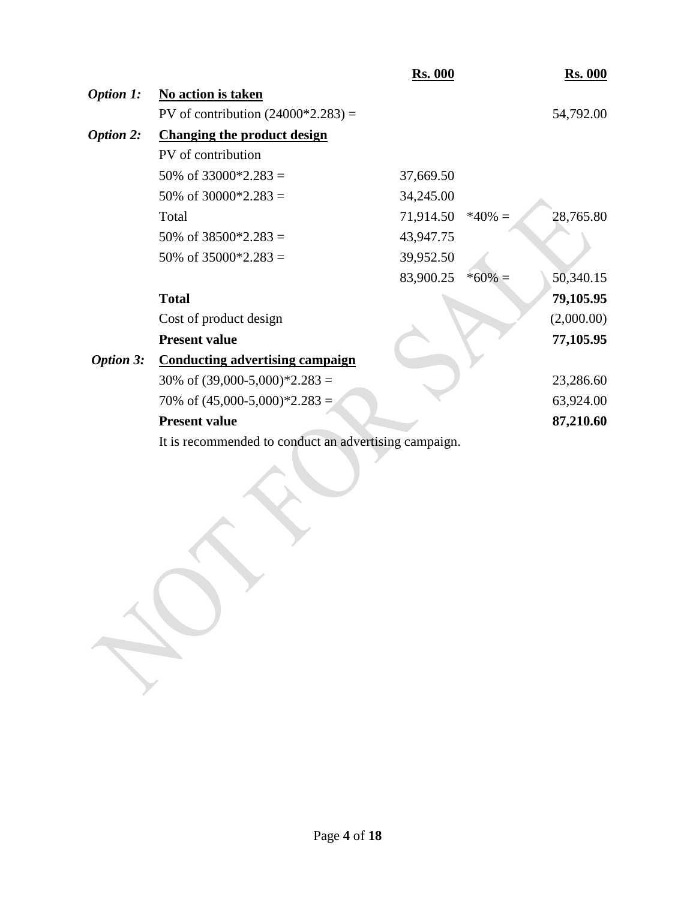| | | Rs. 000 | | Rs. 000 |
|---|---|---|---|---|
| ***Option 1:*** | **No action is taken** | | | |
| | PV of contribution (24000*2.283) = | | | 54,792.00 |
| ***Option 2:*** | **Changing the product design** | | | |
| | PV of contribution | | | |
| | 50% of 33000*2.283 = | 37,669.50 | | |
| | 50% of 30000*2.283 = | 34,245.00 | | |
| | Total | 71,914.50 | *40% = | 28,765.80 |
| | 50% of 38500*2.283 = | 43,947.75 | | |
| | 50% of 35000*2.283 = | 39,952.50 | | |
| | | 83,900.25 | *60% = | 50,340.15 |
| | **Total** | | | **79,105.95** |
| | Cost of product design | | | (2,000.00) |
| | **Present value** | | | **77,105.95** |
| ***Option 3:*** | **Conducting advertising campaign** | | | |
| | 30% of (39,000-5,000)*2.283 = | | | 23,286.60 |
| | 70% of (45,000-5,000)*2.283 = | | | 63,924.00 |
| | **Present value** | | | **87,210.60** |

It is recommended to conduct an advertising campaign.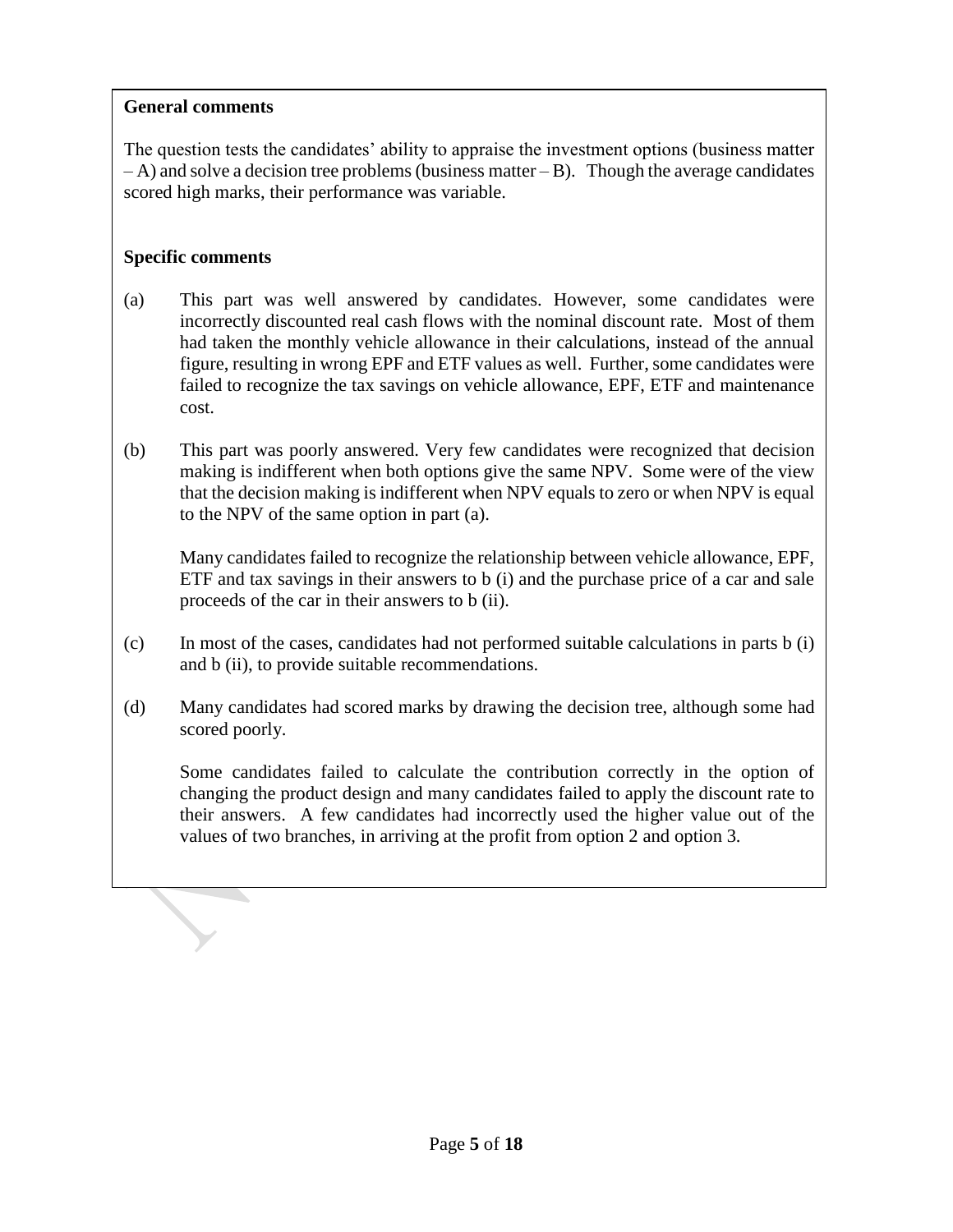**General comments**

The question tests the candidates' ability to appraise the investment options (business matter – A) and solve a decision tree problems (business matter – B). Though the average candidates scored high marks, their performance was variable.

**Specific comments**

(a) This part was well answered by candidates. However, some candidates were incorrectly discounted real cash flows with the nominal discount rate. Most of them had taken the monthly vehicle allowance in their calculations, instead of the annual figure, resulting in wrong EPF and ETF values as well. Further, some candidates were failed to recognize the tax savings on vehicle allowance, EPF, ETF and maintenance cost.

(b) This part was poorly answered. Very few candidates were recognized that decision making is indifferent when both options give the same NPV. Some were of the view that the decision making is indifferent when NPV equals to zero or when NPV is equal to the NPV of the same option in part (a).

Many candidates failed to recognize the relationship between vehicle allowance, EPF, ETF and tax savings in their answers to b (i) and the purchase price of a car and sale proceeds of the car in their answers to b (ii).

(c) In most of the cases, candidates had not performed suitable calculations in parts b (i) and b (ii), to provide suitable recommendations.

(d) Many candidates had scored marks by drawing the decision tree, although some had scored poorly.

Some candidates failed to calculate the contribution correctly in the option of changing the product design and many candidates failed to apply the discount rate to their answers. A few candidates had incorrectly used the higher value out of the values of two branches, in arriving at the profit from option 2 and option 3.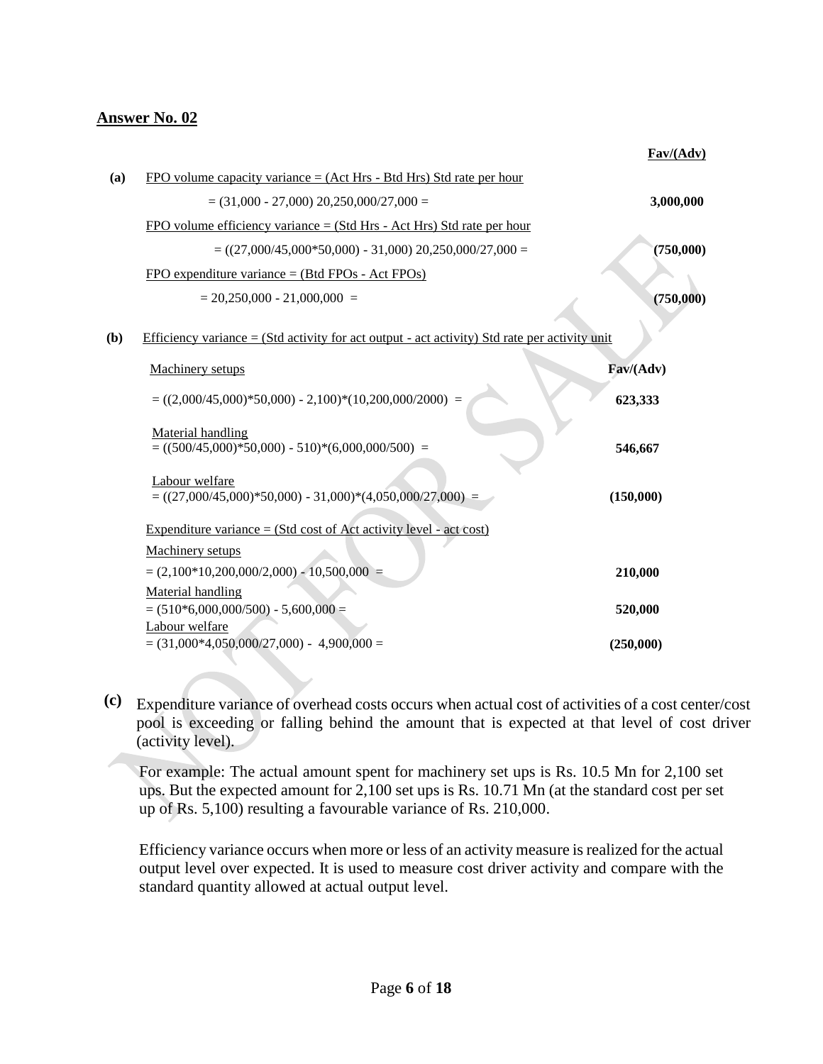**Answer No. 02**

| | | Fav/(Adv) |
|---|---|---|
| **(a)** | FPO volume capacity variance = (Act Hrs - Btd Hrs) Std rate per hour | |
| | = (31,000 - 27,000) 20,250,000/27,000 = | **3,000,000** |
| | FPO volume efficiency variance = (Std Hrs - Act Hrs) Std rate per hour | |
| | = ((27,000/45,000*50,000) - 31,000) 20,250,000/27,000 = | **(750,000)** |
| | FPO expenditure variance = (Btd FPOs - Act FPOs) | |
| | = 20,250,000 - 21,000,000 = | **(750,000)** |

**(b)** Efficiency variance = (Std activity for act output - act activity) Std rate per activity unit

| | Fav/(Adv) |
|---|---|
| Machinery setups | |
| = ((2,000/45,000)*50,000) - 2,100)*(10,200,000/2000) = | **623,333** |
| Material handling | |
| = ((500/45,000)*50,000) - 510)*(6,000,000/500) = | **546,667** |
| Labour welfare | |
| = ((27,000/45,000)*50,000) - 31,000)*(4,050,000/27,000) = | **(150,000)** |
| Expenditure variance = (Std cost of Act activity level - act cost) | |
| Machinery setups | |
| = (2,100*10,200,000/2,000) - 10,500,000 = | **210,000** |
| Material handling | |
| = (510*6,000,000/500) - 5,600,000 = | **520,000** |
| Labour welfare | |
| = (31,000*4,050,000/27,000) - 4,900,000 = | **(250,000)** |

**(c)** Expenditure variance of overhead costs occurs when actual cost of activities of a cost center/cost pool is exceeding or falling behind the amount that is expected at that level of cost driver (activity level).

For example: The actual amount spent for machinery set ups is Rs. 10.5 Mn for 2,100 set ups. But the expected amount for 2,100 set ups is Rs. 10.71 Mn (at the standard cost per set up of Rs. 5,100) resulting a favourable variance of Rs. 210,000.

Efficiency variance occurs when more or less of an activity measure is realized for the actual output level over expected. It is used to measure cost driver activity and compare with the standard quantity allowed at actual output level.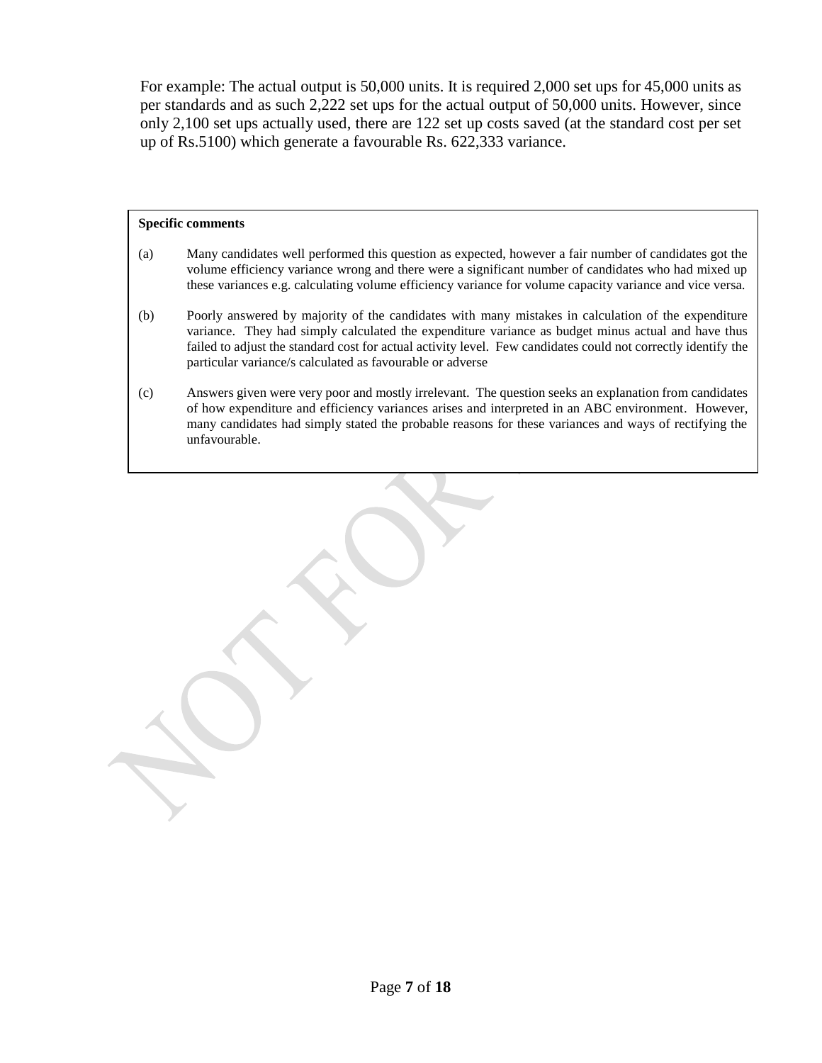For example: The actual output is 50,000 units. It is required 2,000 set ups for 45,000 units as per standards and as such 2,222 set ups for the actual output of 50,000 units. However, since only 2,100 set ups actually used, there are 122 set up costs saved (at the standard cost per set up of Rs.5100) which generate a favourable Rs. 622,333 variance.

**Specific comments**

(a) Many candidates well performed this question as expected, however a fair number of candidates got the volume efficiency variance wrong and there were a significant number of candidates who had mixed up these variances e.g. calculating volume efficiency variance for volume capacity variance and vice versa.

(b) Poorly answered by majority of the candidates with many mistakes in calculation of the expenditure variance. They had simply calculated the expenditure variance as budget minus actual and have thus failed to adjust the standard cost for actual activity level. Few candidates could not correctly identify the particular variance/s calculated as favourable or adverse

(c) Answers given were very poor and mostly irrelevant. The question seeks an explanation from candidates of how expenditure and efficiency variances arises and interpreted in an ABC environment. However, many candidates had simply stated the probable reasons for these variances and ways of rectifying the unfavourable.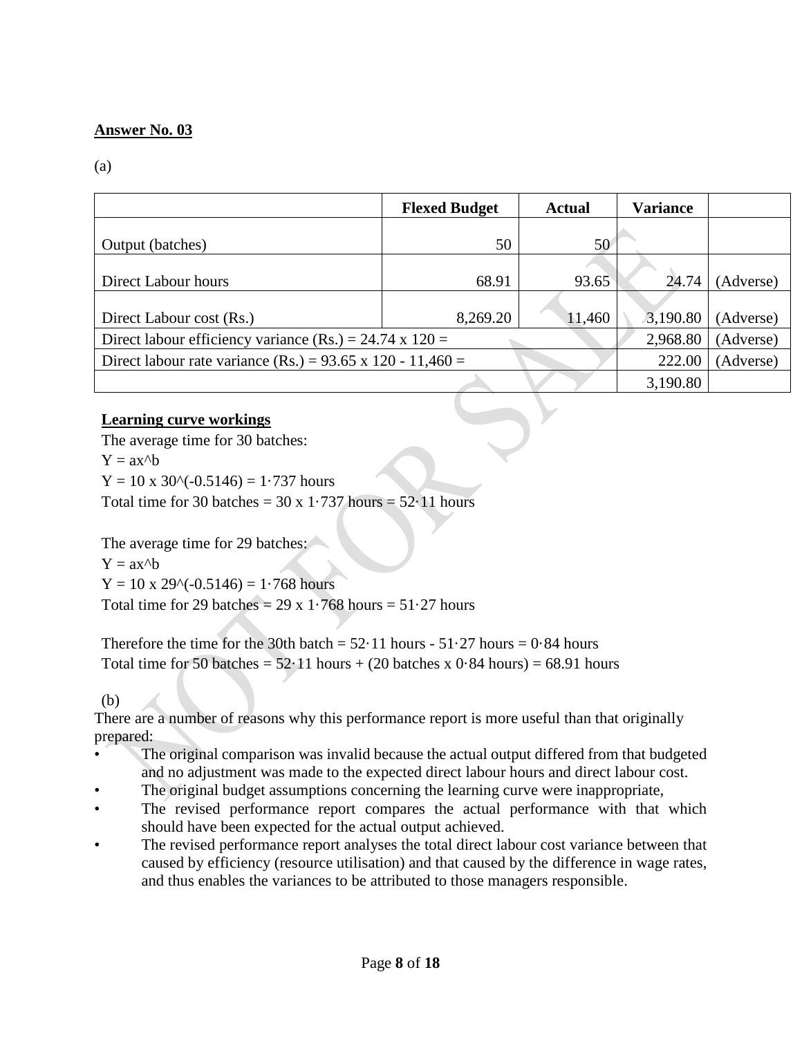**Answer No. 03**

(a)

| | Flexed Budget | Actual | Variance | |
|---|---|---|---|---|
| Output (batches) | 50 | 50 | | |
| Direct Labour hours | 68.91 | 93.65 | 24.74 | (Adverse) |
| Direct Labour cost (Rs.) | 8,269.20 | 11,460 | 3,190.80 | (Adverse) |
| Direct labour efficiency variance (Rs.) = 24.74 x 120 = | | | 2,968.80 | (Adverse) |
| Direct labour rate variance (Rs.) = 93.65 x 120 - 11,460 = | | | 222.00 | (Adverse) |
| | | | 3,190.80 | |

**Learning curve workings**

The average time for 30 batches:

$Y = ax^b$

$Y = 10 \times 30^{(-0.5146)} = 1{\cdot}737$ hours

Total time for 30 batches = 30 x 1·737 hours = 52·11 hours

The average time for 29 batches:

$Y = ax^b$

$Y = 10 \times 29^{(-0.5146)} = 1{\cdot}768$ hours

Total time for 29 batches = 29 x 1·768 hours = 51·27 hours

Therefore the time for the 30th batch = 52·11 hours - 51·27 hours = 0·84 hours

Total time for 50 batches = 52·11 hours + (20 batches x 0·84 hours) = 68.91 hours

(b)

There are a number of reasons why this performance report is more useful than that originally prepared:

- The original comparison was invalid because the actual output differed from that budgeted and no adjustment was made to the expected direct labour hours and direct labour cost.
- The original budget assumptions concerning the learning curve were inappropriate,
- The revised performance report compares the actual performance with that which should have been expected for the actual output achieved.
- The revised performance report analyses the total direct labour cost variance between that caused by efficiency (resource utilisation) and that caused by the difference in wage rates, and thus enables the variances to be attributed to those managers responsible.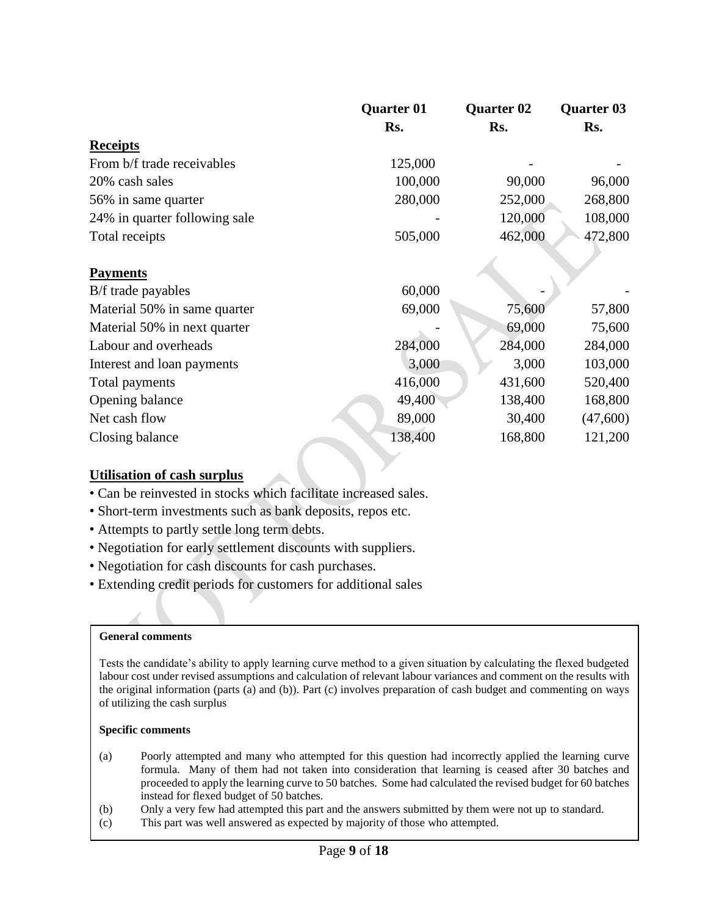| | Quarter 01 | Quarter 02 | Quarter 03 |
|---|---|---|---|
| | Rs. | Rs. | Rs. |
| **Receipts** | | | |
| From b/f trade receivables | 125,000 | - | - |
| 20% cash sales | 100,000 | 90,000 | 96,000 |
| 56% in same quarter | 280,000 | 252,000 | 268,800 |
| 24% in quarter following sale | - | 120,000 | 108,000 |
| Total receipts | 505,000 | 462,000 | 472,800 |
| **Payments** | | | |
| B/f trade payables | 60,000 | - | - |
| Material 50% in same quarter | 69,000 | 75,600 | 57,800 |
| Material 50% in next quarter | - | 69,000 | 75,600 |
| Labour and overheads | 284,000 | 284,000 | 284,000 |
| Interest and loan payments | 3,000 | 3,000 | 103,000 |
| Total payments | 416,000 | 431,600 | 520,400 |
| Opening balance | 49,400 | 138,400 | 168,800 |
| Net cash flow | 89,000 | 30,400 | (47,600) |
| Closing balance | 138,400 | 168,800 | 121,200 |

**Utilisation of cash surplus**

- Can be reinvested in stocks which facilitate increased sales.
- Short-term investments such as bank deposits, repos etc.
- Attempts to partly settle long term debts.
- Negotiation for early settlement discounts with suppliers.
- Negotiation for cash discounts for cash purchases.
- Extending credit periods for customers for additional sales

**General comments**

Tests the candidate's ability to apply learning curve method to a given situation by calculating the flexed budgeted labour cost under revised assumptions and calculation of relevant labour variances and comment on the results with the original information (parts (a) and (b)). Part (c) involves preparation of cash budget and commenting on ways of utilizing the cash surplus

**Specific comments**

(a) Poorly attempted and many who attempted for this question had incorrectly applied the learning curve formula. Many of them had not taken into consideration that learning is ceased after 30 batches and proceeded to apply the learning curve to 50 batches. Some had calculated the revised budget for 60 batches instead for flexed budget of 50 batches.

(b) Only a very few had attempted this part and the answers submitted by them were not up to standard.

(c) This part was well answered as expected by majority of those who attempted.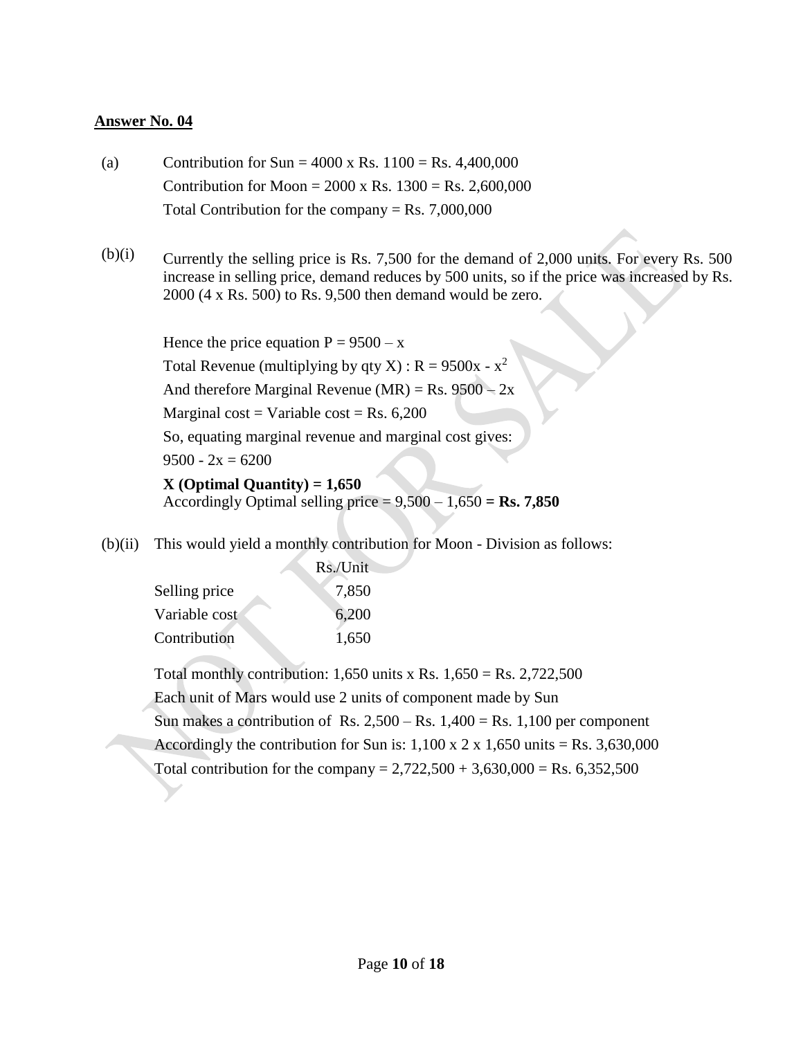**Answer No. 04**

(a) Contribution for Sun = 4000 x Rs. 1100 = Rs. 4,400,000

Contribution for Moon = 2000 x Rs. 1300 = Rs. 2,600,000

Total Contribution for the company = Rs. 7,000,000

(b)(i) Currently the selling price is Rs. 7,500 for the demand of 2,000 units. For every Rs. 500 increase in selling price, demand reduces by 500 units, so if the price was increased by Rs. 2000 (4 x Rs. 500) to Rs. 9,500 then demand would be zero.

Hence the price equation $P = 9500 - x$

Total Revenue (multiplying by qty X) : $R = 9500x - x^2$

And therefore Marginal Revenue (MR) = Rs. $9500 - 2x$

Marginal cost = Variable cost = Rs. 6,200

So, equating marginal revenue and marginal cost gives:

$9500 - 2x = 6200$

**X (Optimal Quantity) = 1,650**

Accordingly Optimal selling price = 9,500 – 1,650 **= Rs. 7,850**

(b)(ii) This would yield a monthly contribution for Moon - Division as follows:

| | Rs./Unit |
|---|---|
| Selling price | 7,850 |
| Variable cost | 6,200 |
| Contribution | 1,650 |

Total monthly contribution: 1,650 units x Rs. 1,650 = Rs. 2,722,500

Each unit of Mars would use 2 units of component made by Sun

Sun makes a contribution of Rs. 2,500 – Rs. 1,400 = Rs. 1,100 per component

Accordingly the contribution for Sun is: 1,100 x 2 x 1,650 units = Rs. 3,630,000

Total contribution for the company = 2,722,500 + 3,630,000 = Rs. 6,352,500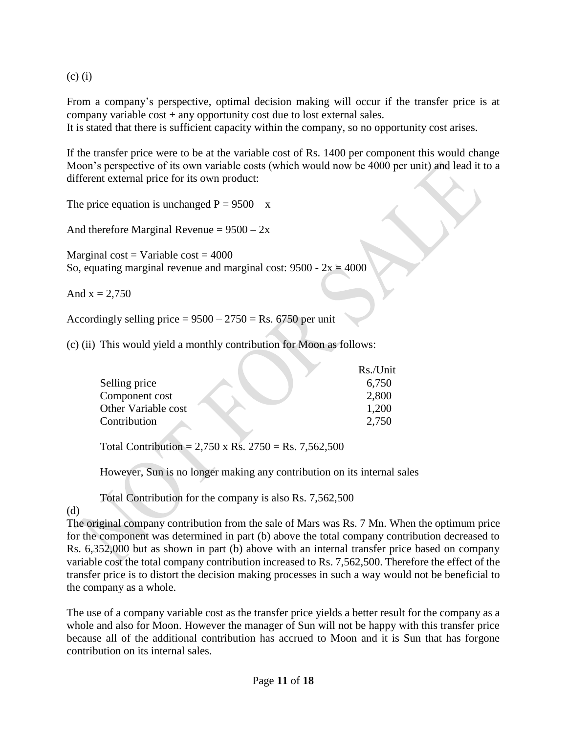(c) (i)

From a company's perspective, optimal decision making will occur if the transfer price is at company variable cost + any opportunity cost due to lost external sales.
It is stated that there is sufficient capacity within the company, so no opportunity cost arises.

If the transfer price were to be at the variable cost of Rs. 1400 per component this would change Moon's perspective of its own variable costs (which would now be 4000 per unit) and lead it to a different external price for its own product:

The price equation is unchanged $P = 9500 – x$

And therefore Marginal Revenue $= 9500 – 2x$

Marginal cost = Variable cost = 4000
So, equating marginal revenue and marginal cost: $9500 - 2x = 4000$

And $x = 2,750$

Accordingly selling price = 9500 – 2750 = Rs. 6750 per unit

(c) (ii) This would yield a monthly contribution for Moon as follows:

| | Rs./Unit |
|---|---|
| Selling price | 6,750 |
| Component cost | 2,800 |
| Other Variable cost | 1,200 |
| Contribution | 2,750 |

Total Contribution = 2,750 x Rs. 2750 = Rs. 7,562,500

However, Sun is no longer making any contribution on its internal sales

Total Contribution for the company is also Rs. 7,562,500

(d)
The original company contribution from the sale of Mars was Rs. 7 Mn. When the optimum price for the component was determined in part (b) above the total company contribution decreased to Rs. 6,352,000 but as shown in part (b) above with an internal transfer price based on company variable cost the total company contribution increased to Rs. 7,562,500. Therefore the effect of the transfer price is to distort the decision making processes in such a way would not be beneficial to the company as a whole.

The use of a company variable cost as the transfer price yields a better result for the company as a whole and also for Moon. However the manager of Sun will not be happy with this transfer price because all of the additional contribution has accrued to Moon and it is Sun that has forgone contribution on its internal sales.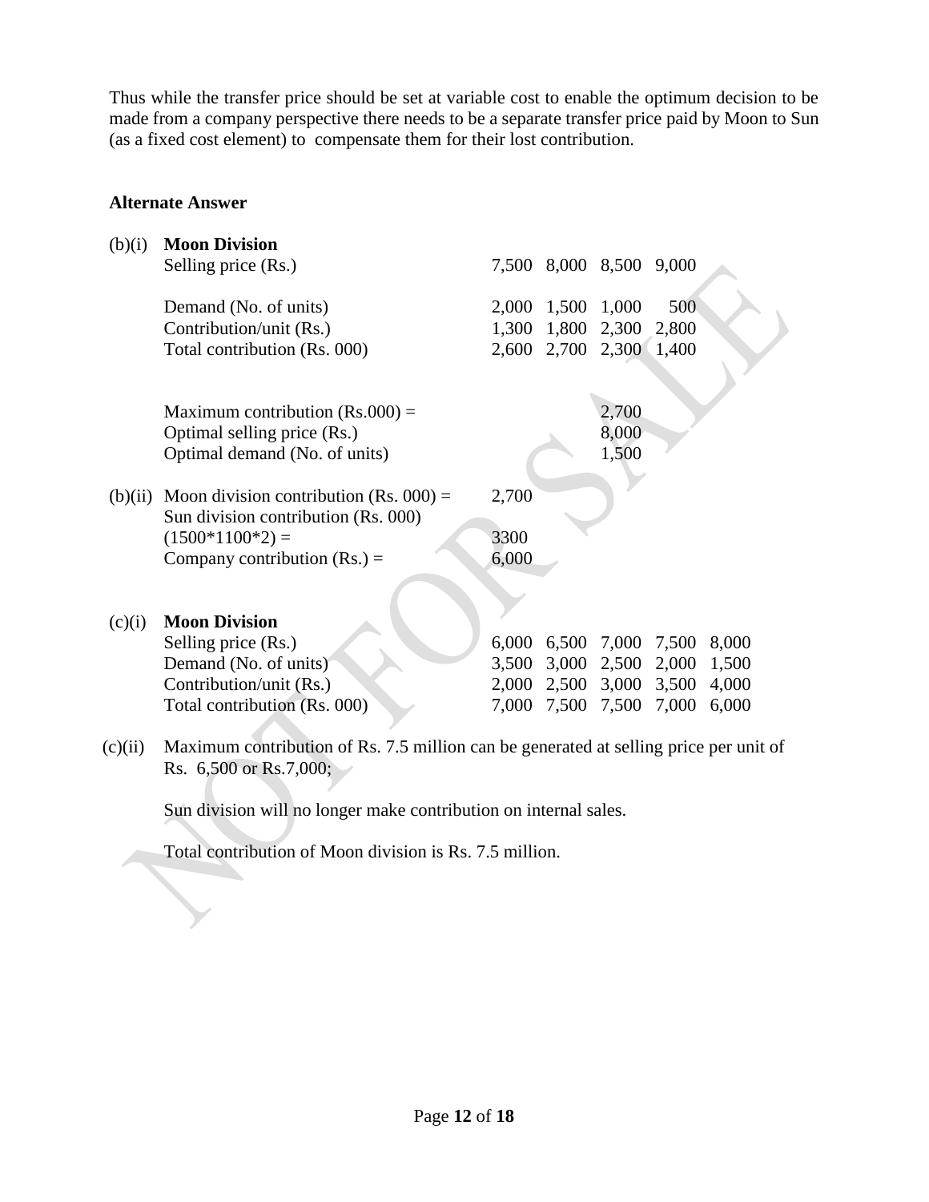Thus while the transfer price should be set at variable cost to enable the optimum decision to be made from a company perspective there needs to be a separate transfer price paid by Moon to Sun (as a fixed cost element) to compensate them for their lost contribution.

**Alternate Answer**

(b)(i) **Moon Division**

| | | | | |
|---|---|---|---|---|
| Selling price (Rs.) | 7,500 | 8,000 | 8,500 | 9,000 |
| Demand (No. of units) | 2,000 | 1,500 | 1,000 | 500 |
| Contribution/unit (Rs.) | 1,300 | 1,800 | 2,300 | 2,800 |
| Total contribution (Rs. 000) | 2,600 | 2,700 | 2,300 | 1,400 |

| | |
|---|---|
| Maximum contribution (Rs.000) = | 2,700 |
| Optimal selling price (Rs.) | 8,000 |
| Optimal demand (No. of units) | 1,500 |

(b)(ii)

| | |
|---|---|
| Moon division contribution (Rs. 000) = | 2,700 |
| Sun division contribution (Rs. 000) (1500*1100*2) = | 3300 |
| Company contribution (Rs.) = | 6,000 |

(c)(i) **Moon Division**

| | | | | | |
|---|---|---|---|---|---|
| Selling price (Rs.) | 6,000 | 6,500 | 7,000 | 7,500 | 8,000 |
| Demand (No. of units) | 3,500 | 3,000 | 2,500 | 2,000 | 1,500 |
| Contribution/unit (Rs.) | 2,000 | 2,500 | 3,000 | 3,500 | 4,000 |
| Total contribution (Rs. 000) | 7,000 | 7,500 | 7,500 | 7,000 | 6,000 |

(c)(ii) Maximum contribution of Rs. 7.5 million can be generated at selling price per unit of Rs. 6,500 or Rs.7,000;

Sun division will no longer make contribution on internal sales.

Total contribution of Moon division is Rs. 7.5 million.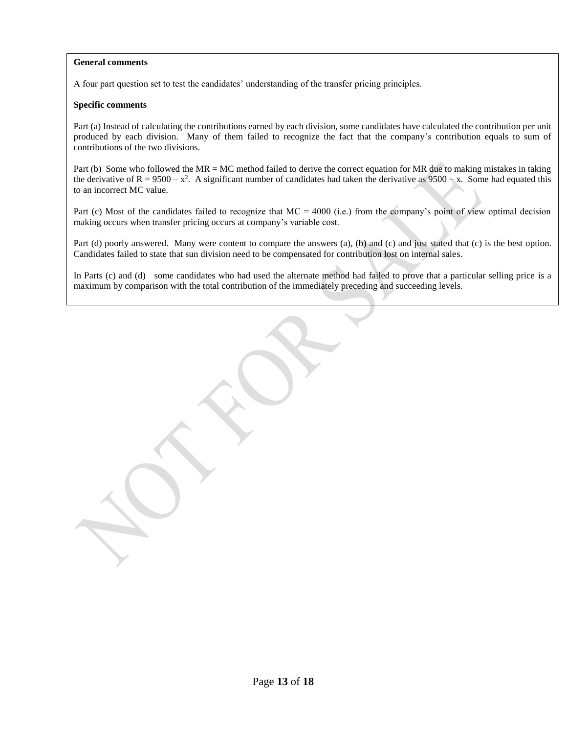**General comments**

A four part question set to test the candidates' understanding of the transfer pricing principles.

**Specific comments**

Part (a) Instead of calculating the contributions earned by each division, some candidates have calculated the contribution per unit produced by each division. Many of them failed to recognize the fact that the company's contribution equals to sum of contributions of the two divisions.

Part (b) Some who followed the MR = MC method failed to derive the correct equation for MR due to making mistakes in taking the derivative of $R = 9500 – x^2$. A significant number of candidates had taken the derivative as $9500 – x$. Some had equated this to an incorrect MC value.

Part (c) Most of the candidates failed to recognize that MC = 4000 (i.e.) from the company's point of view optimal decision making occurs when transfer pricing occurs at company's variable cost.

Part (d) poorly answered. Many were content to compare the answers (a), (b) and (c) and just stated that (c) is the best option. Candidates failed to state that sun division need to be compensated for contribution lost on internal sales.

In Parts (c) and (d) some candidates who had used the alternate method had failed to prove that a particular selling price is a maximum by comparison with the total contribution of the immediately preceding and succeeding levels.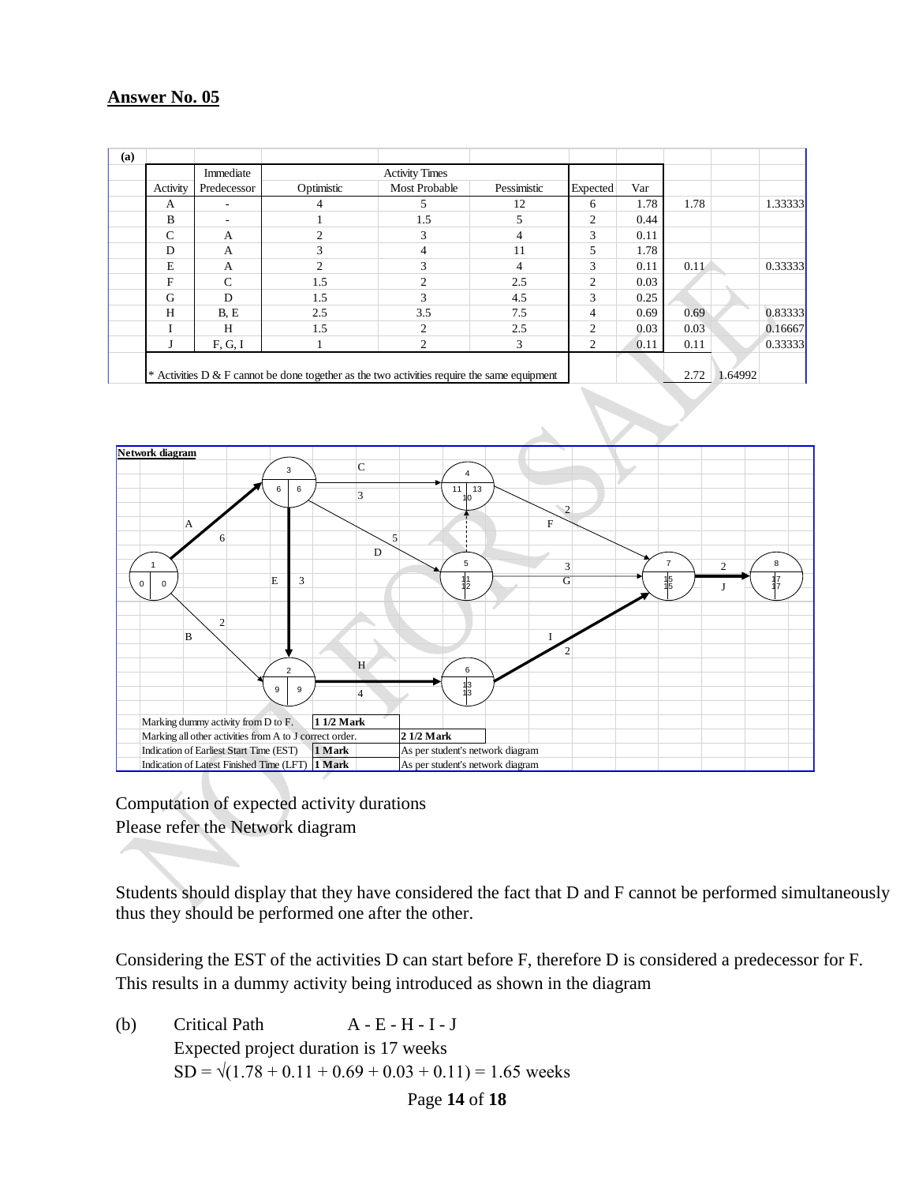## Answer No. 05

**(a)**

| Activity | Immediate Predecessor | Optimistic | Most Probable | Pessimistic | Expected | Var | | | |
|---|---|---|---|---|---|---|---|---|---|
| | | Activity Times | | | | | | | |
| A | - | 4 | 5 | 12 | 6 | 1.78 | 1.78 | | 1.33333 |
| B | - | 1 | 1.5 | 5 | 2 | 0.44 | | | |
| C | A | 2 | 3 | 4 | 3 | 0.11 | | | |
| D | A | 3 | 4 | 11 | 5 | 1.78 | | | |
| E | A | 2 | 3 | 4 | 3 | 0.11 | 0.11 | | 0.33333 |
| F | C | 1.5 | 2 | 2.5 | 2 | 0.03 | | | |
| G | D | 1.5 | 3 | 4.5 | 3 | 0.25 | | | |
| H | B, E | 2.5 | 3.5 | 7.5 | 4 | 0.69 | 0.69 | | 0.83333 |
| I | H | 1.5 | 2 | 2.5 | 2 | 0.03 | 0.03 | | 0.16667 |
| J | F, G, I | 1 | 2 | 3 | 2 | 0.11 | 0.11 | | 0.33333 |
| | | | | | | | 2.72 | 1.64992 | |

* Activities D & F cannot be done together as the two activities require the same equipment

**Network diagram**

| | |
|---|---|
| Marking dummy activity from D to F. | **1 1/2 Mark** |
| Marking all other activities from A to J correct order. | **2 1/2 Mark** |
| Indication of Earliest Start Time (EST) | **1 Mark** — As per student's network diagram |
| Indication of Latest Finished Time (LFT) | **1 Mark** — As per student's network diagram |

Computation of expected activity durations
Please refer the Network diagram

Students should display that they have considered the fact that D and F cannot be performed simultaneously thus they should be performed one after the other.

Considering the EST of the activities D can start before F, therefore D is considered a predecessor for F. This results in a dummy activity being introduced as shown in the diagram

(b) Critical Path A - E - H - I - J

Expected project duration is 17 weeks

$SD = \sqrt{(1.78 + 0.11 + 0.69 + 0.03 + 0.11)} = 1.65$ weeks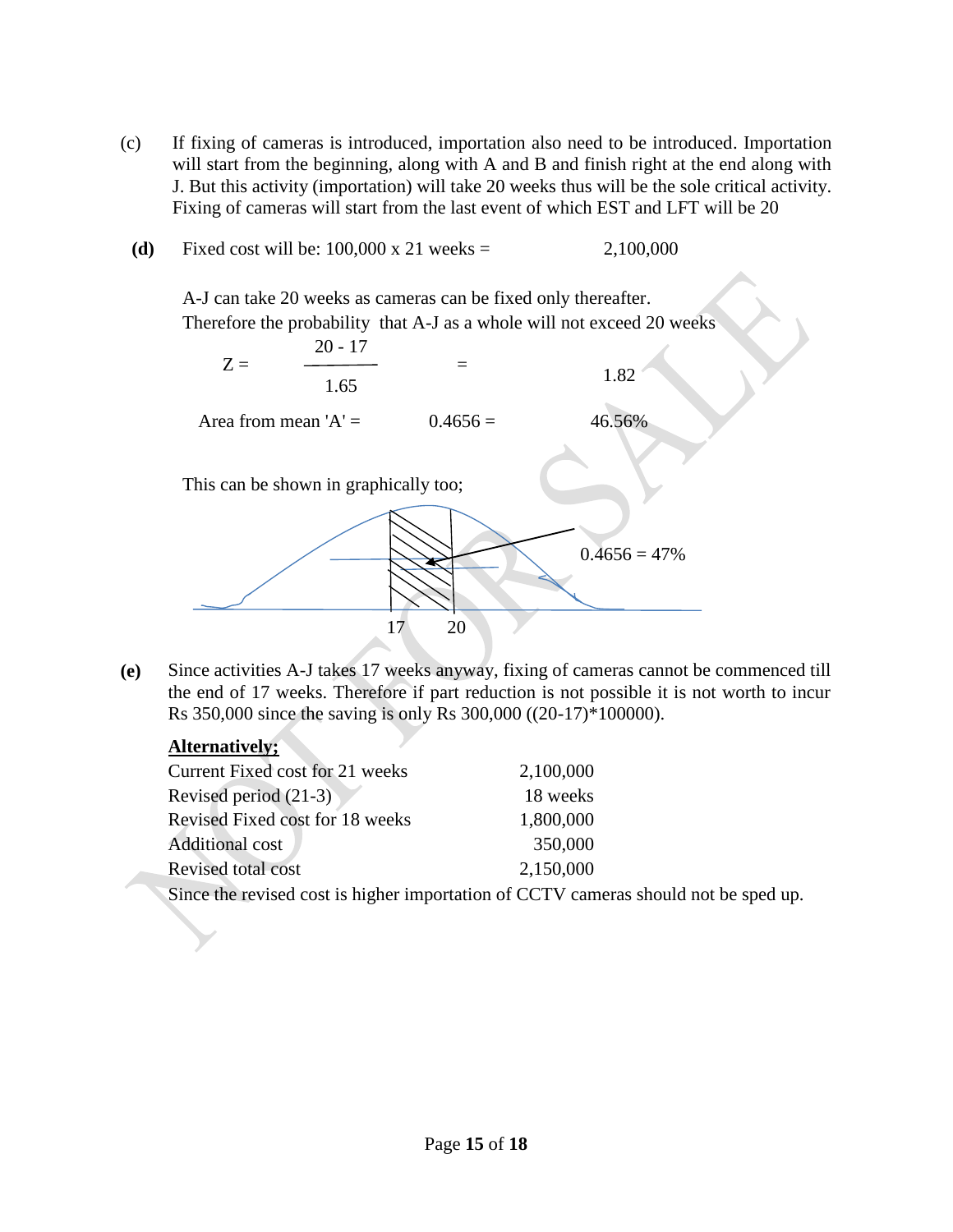(c) If fixing of cameras is introduced, importation also need to be introduced. Importation will start from the beginning, along with A and B and finish right at the end along with J. But this activity (importation) will take 20 weeks thus will be the sole critical activity. Fixing of cameras will start from the last event of which EST and LFT will be 20

**(d)** Fixed cost will be: 100,000 x 21 weeks = 2,100,000

A-J can take 20 weeks as cameras can be fixed only thereafter.
Therefore the probability that A-J as a whole will not exceed 20 weeks

$$Z = \frac{20 - 17}{1.65} = 1.82$$

Area from mean 'A' = 0.4656 = 46.56%

This can be shown in graphically too;

0.4656 = 47%

17 20

**(e)** Since activities A-J takes 17 weeks anyway, fixing of cameras cannot be commenced till the end of 17 weeks. Therefore if part reduction is not possible it is not worth to incur Rs 350,000 since the saving is only Rs 300,000 ((20-17)*100000).

**<u>Alternatively;</u>**

| | |
|---|---|
| Current Fixed cost for 21 weeks | 2,100,000 |
| Revised period (21-3) | 18 weeks |
| Revised Fixed cost for 18 weeks | 1,800,000 |
| Additional cost | 350,000 |
| Revised total cost | 2,150,000 |

Since the revised cost is higher importation of CCTV cameras should not be sped up.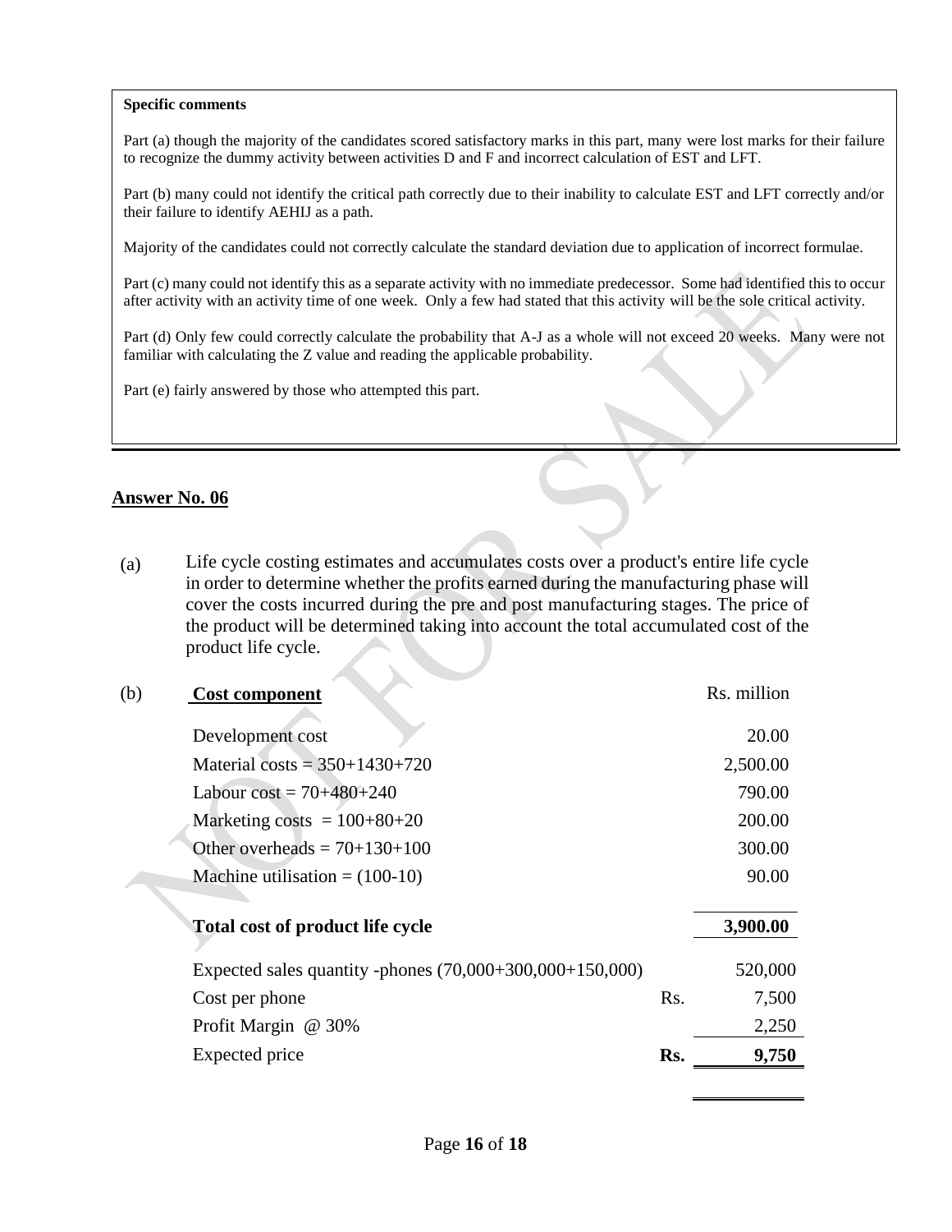**Specific comments**

Part (a) though the majority of the candidates scored satisfactory marks in this part, many were lost marks for their failure to recognize the dummy activity between activities D and F and incorrect calculation of EST and LFT.

Part (b) many could not identify the critical path correctly due to their inability to calculate EST and LFT correctly and/or their failure to identify AEHIJ as a path.

Majority of the candidates could not correctly calculate the standard deviation due to application of incorrect formulae.

Part (c) many could not identify this as a separate activity with no immediate predecessor. Some had identified this to occur after activity with an activity time of one week. Only a few had stated that this activity will be the sole critical activity.

Part (d) Only few could correctly calculate the probability that A-J as a whole will not exceed 20 weeks. Many were not familiar with calculating the Z value and reading the applicable probability.

Part (e) fairly answered by those who attempted this part.

## Answer No. 06

(a) Life cycle costing estimates and accumulates costs over a product's entire life cycle in order to determine whether the profits earned during the manufacturing phase will cover the costs incurred during the pre and post manufacturing stages. The price of the product will be determined taking into account the total accumulated cost of the product life cycle.

(b)

| **Cost component** | | Rs. million |
|---|---|---|
| Development cost | | 20.00 |
| Material costs = 350+1430+720 | | 2,500.00 |
| Labour cost = 70+480+240 | | 790.00 |
| Marketing costs = 100+80+20 | | 200.00 |
| Other overheads = 70+130+100 | | 300.00 |
| Machine utilisation = (100-10) | | 90.00 |
| **Total cost of product life cycle** | | **3,900.00** |
| Expected sales quantity -phones (70,000+300,000+150,000) | | 520,000 |
| Cost per phone | Rs. | 7,500 |
| Profit Margin @ 30% | | 2,250 |
| Expected price | **Rs.** | **9,750** |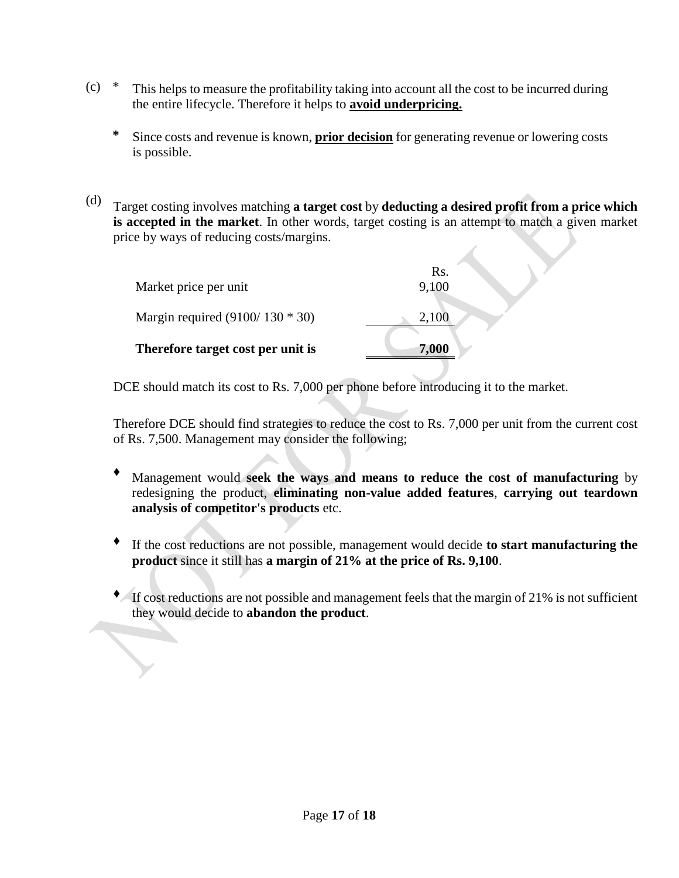(c)

* This helps to measure the profitability taking into account all the cost to be incurred during the entire lifecycle. Therefore it helps to **avoid underpricing.**

* Since costs and revenue is known, **prior decision** for generating revenue or lowering costs is possible.

(d) Target costing involves matching **a target cost** by **deducting a desired profit from a price which is accepted in the market**. In other words, target costing is an attempt to match a given market price by ways of reducing costs/margins.

| | Rs. |
|---|---|
| Market price per unit | 9,100 |
| Margin required (9100/ 130 * 30) | 2,100 |
| **Therefore target cost per unit is** | **7,000** |

DCE should match its cost to Rs. 7,000 per phone before introducing it to the market.

Therefore DCE should find strategies to reduce the cost to Rs. 7,000 per unit from the current cost of Rs. 7,500. Management may consider the following;

- Management would **seek the ways and means to reduce the cost of manufacturing** by redesigning the product, **eliminating non-value added features**, **carrying out teardown analysis of competitor's products** etc.

- If the cost reductions are not possible, management would decide **to start manufacturing the product** since it still has **a margin of 21% at the price of Rs. 9,100**.

- If cost reductions are not possible and management feels that the margin of 21% is not sufficient they would decide to **abandon the product**.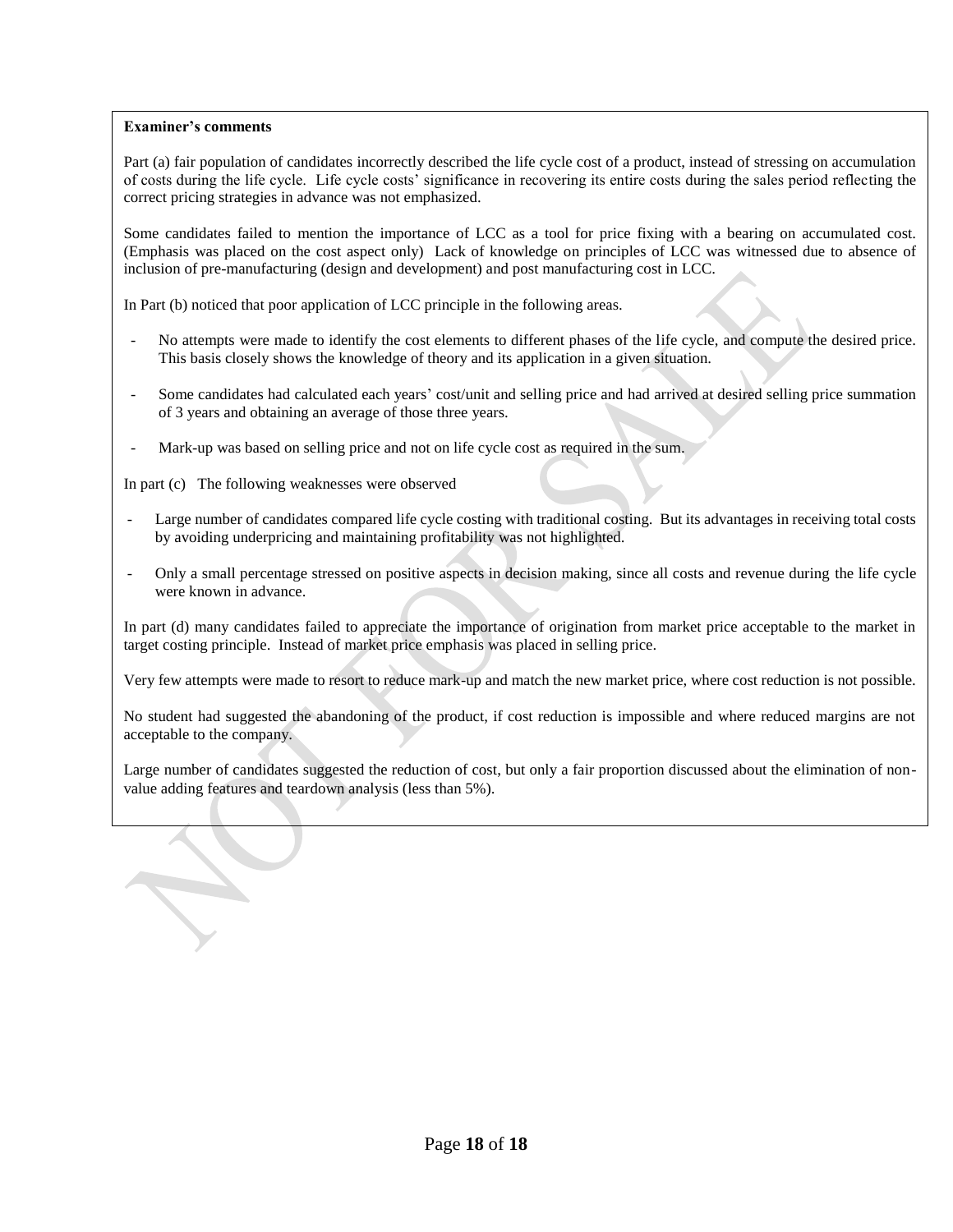**Examiner's comments**

Part (a) fair population of candidates incorrectly described the life cycle cost of a product, instead of stressing on accumulation of costs during the life cycle. Life cycle costs' significance in recovering its entire costs during the sales period reflecting the correct pricing strategies in advance was not emphasized.

Some candidates failed to mention the importance of LCC as a tool for price fixing with a bearing on accumulated cost. (Emphasis was placed on the cost aspect only) Lack of knowledge on principles of LCC was witnessed due to absence of inclusion of pre-manufacturing (design and development) and post manufacturing cost in LCC.

In Part (b) noticed that poor application of LCC principle in the following areas.

- No attempts were made to identify the cost elements to different phases of the life cycle, and compute the desired price. This basis closely shows the knowledge of theory and its application in a given situation.
- Some candidates had calculated each years' cost/unit and selling price and had arrived at desired selling price summation of 3 years and obtaining an average of those three years.
- Mark-up was based on selling price and not on life cycle cost as required in the sum.

In part (c) The following weaknesses were observed

- Large number of candidates compared life cycle costing with traditional costing. But its advantages in receiving total costs by avoiding underpricing and maintaining profitability was not highlighted.
- Only a small percentage stressed on positive aspects in decision making, since all costs and revenue during the life cycle were known in advance.

In part (d) many candidates failed to appreciate the importance of origination from market price acceptable to the market in target costing principle. Instead of market price emphasis was placed in selling price.

Very few attempts were made to resort to reduce mark-up and match the new market price, where cost reduction is not possible.

No student had suggested the abandoning of the product, if cost reduction is impossible and where reduced margins are not acceptable to the company.

Large number of candidates suggested the reduction of cost, but only a fair proportion discussed about the elimination of non-value adding features and teardown analysis (less than 5%).